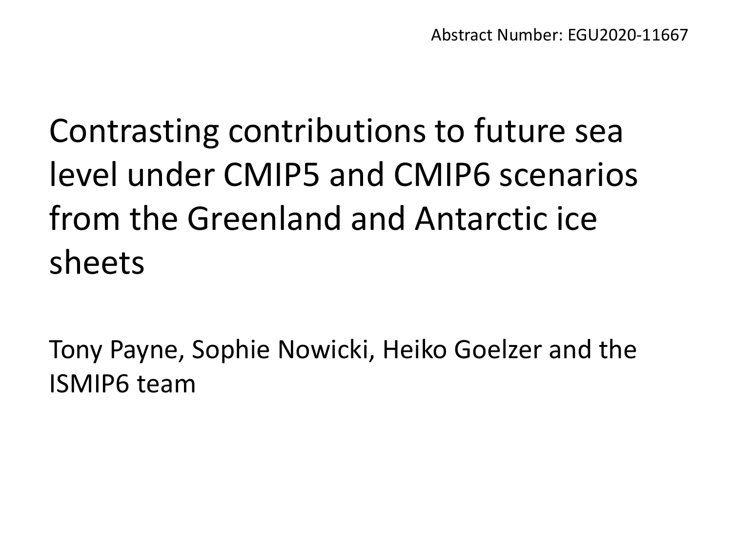Abstract Number: EGU2020-11667

# Contrasting contributions to future sea level under CMIP5 and CMIP6 scenarios from the Greenland and Antarctic ice sheets

Tony Payne, Sophie Nowicki, Heiko Goelzer and the ISMIP6 team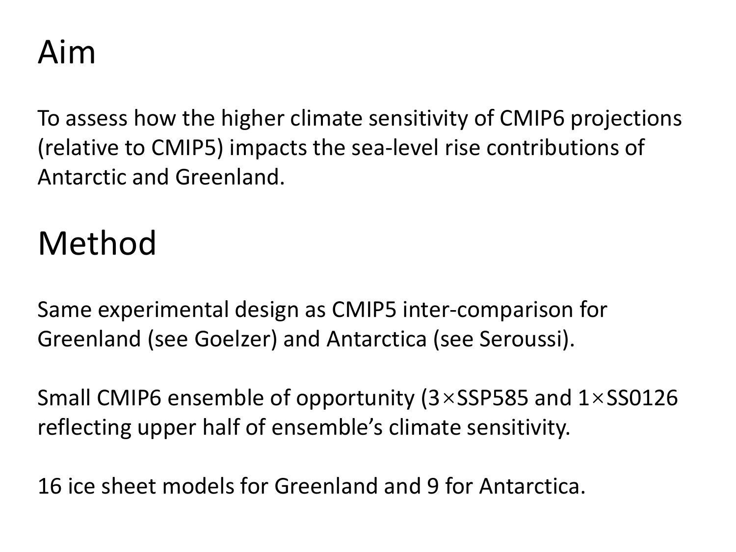# Aim

To assess how the higher climate sensitivity of CMIP6 projections (relative to CMIP5) impacts the sea-level rise contributions of Antarctic and Greenland.

# Method

Same experimental design as CMIP5 inter-comparison for Greenland (see Goelzer) and Antarctica (see Seroussi).

Small CMIP6 ensemble of opportunity (3×SSP585 and 1×SS0126 reflecting upper half of ensemble's climate sensitivity.

16 ice sheet models for Greenland and 9 for Antarctica.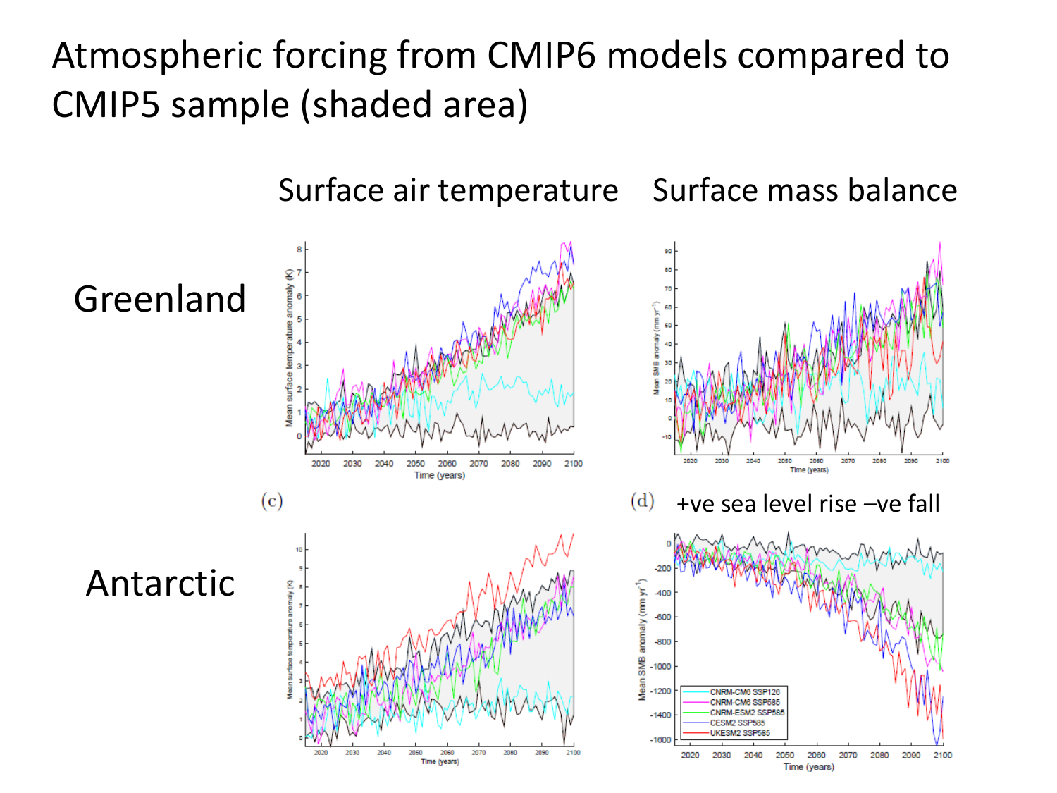# Atmospheric forcing from CMIP6 models compared to CMIP5 sample (shaded area)

Surface air temperature — Surface mass balance

Greenland

Antarctic

(c)

(d) +ve sea level rise –ve fall

CNRM-CM6 SSP126
CNRM-CM6 SSP585
CNRM-ESM2 SSP585
CESM2 SSP585
UKESM2 SSP585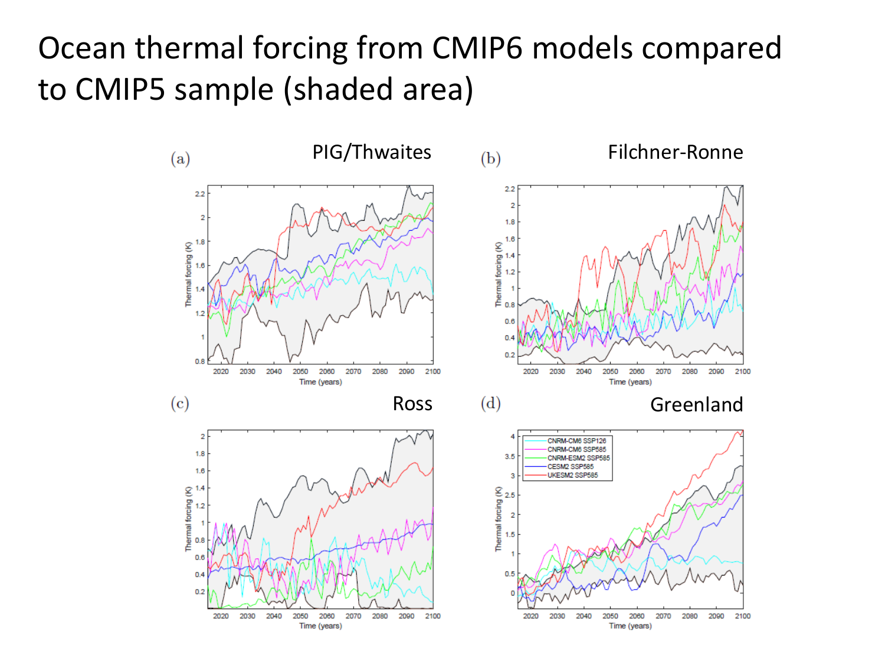# Ocean thermal forcing from CMIP6 models compared to CMIP5 sample (shaded area)

(a) PIG/Thwaites

(b) Filchner-Ronne

(c) Ross

(d) Greenland

- CNRM-CM6 SSP126
- CNRM-CM6 SSP585
- CNRM-ESM2 SSP585
- CESM2 SSP585
- UKESM2 SSP585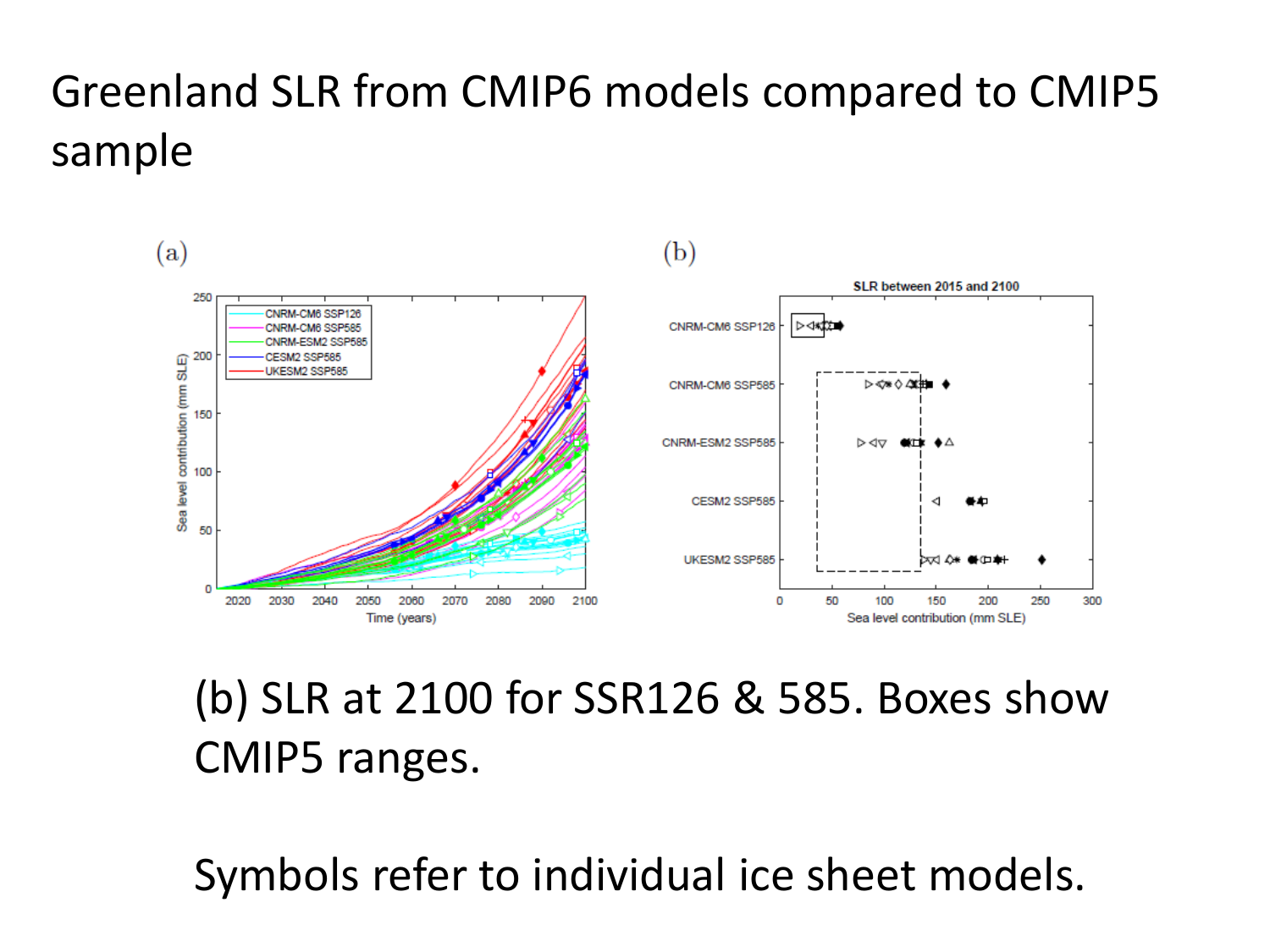# Greenland SLR from CMIP6 models compared to CMIP5 sample

(a)

(b)

(b) SLR at 2100 for SSR126 & 585. Boxes show CMIP5 ranges.

Symbols refer to individual ice sheet models.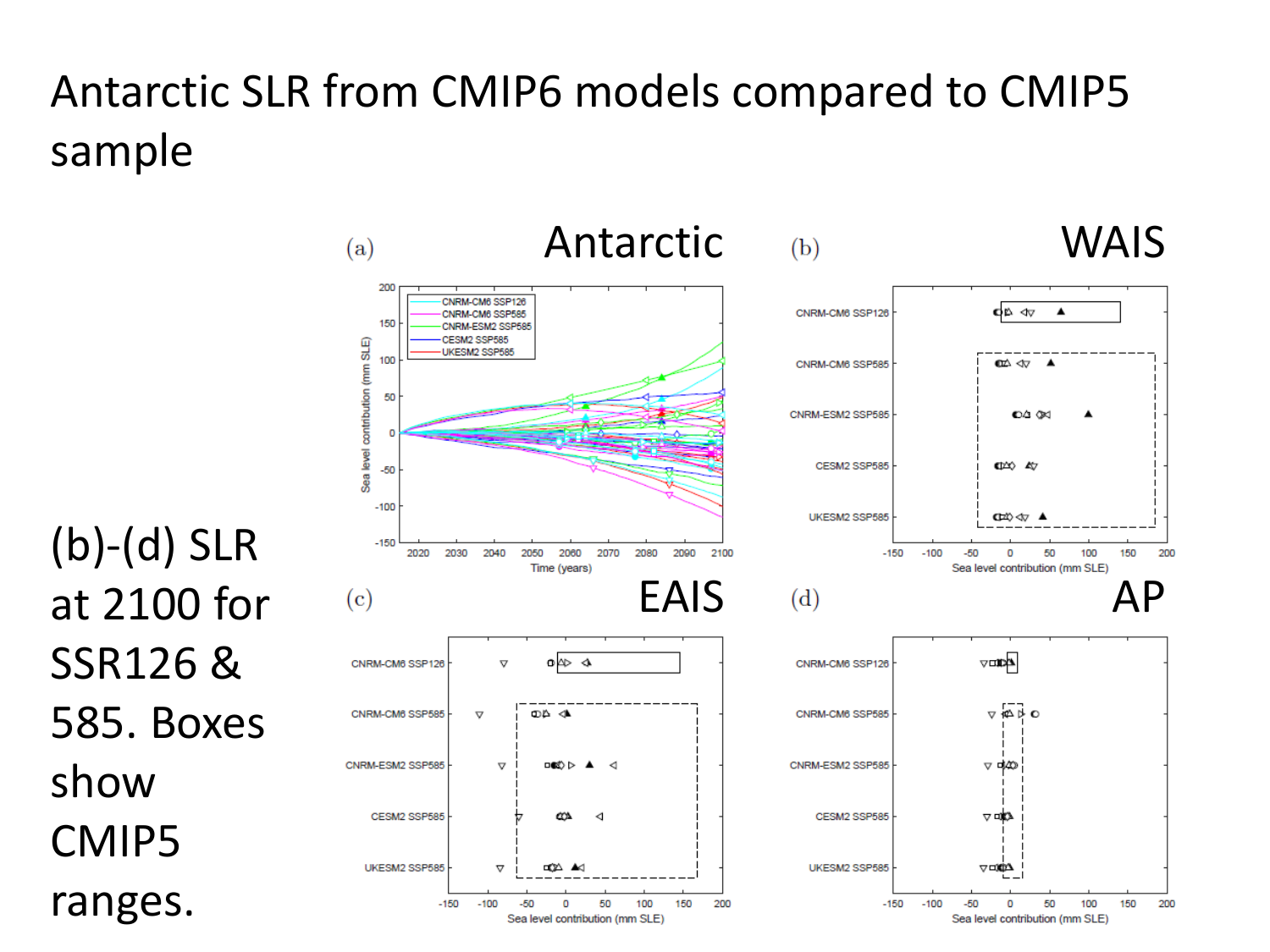# Antarctic SLR from CMIP6 models compared to CMIP5 sample

(b)-(d) SLR at 2100 for SSR126 & 585. Boxes show CMIP5 ranges.

(a) Antarctic

(b) WAIS

(c) EAIS

(d) AP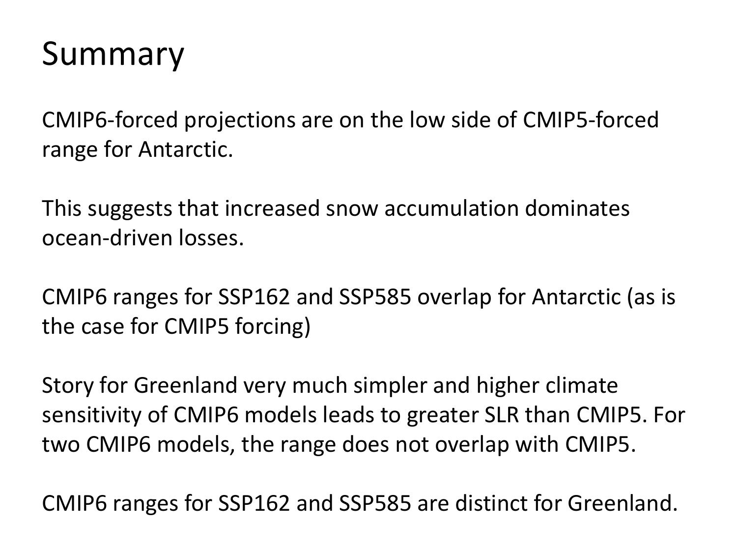# Summary

CMIP6-forced projections are on the low side of CMIP5-forced range for Antarctic.

This suggests that increased snow accumulation dominates ocean-driven losses.

CMIP6 ranges for SSP162 and SSP585 overlap for Antarctic (as is the case for CMIP5 forcing)

Story for Greenland very much simpler and higher climate sensitivity of CMIP6 models leads to greater SLR than CMIP5. For two CMIP6 models, the range does not overlap with CMIP5.

CMIP6 ranges for SSP162 and SSP585 are distinct for Greenland.